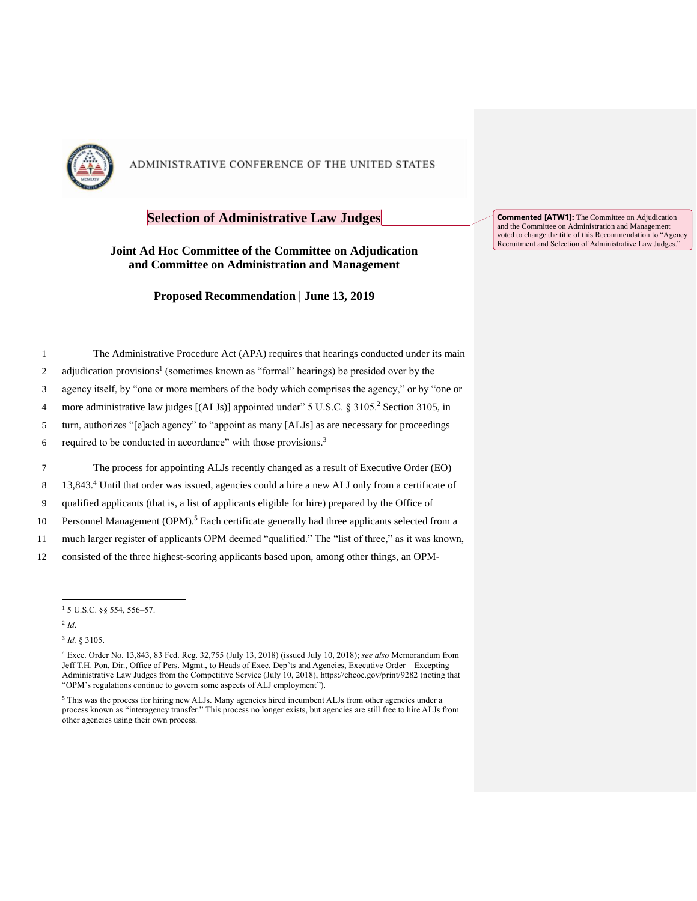ADMINISTRATIVE CONFERENCE OF THE UNITED STATES

# Selection of Administrative Law Judges

**Commented [ATW1]:** The Committee on Adjudication and the Committee on Administration and Management voted to change the title of this Recommendation to "Agency Recruitment and Selection of Administrative Law Judges."

## Joint Ad Hoc Committee of the Committee on Adjudication and Committee on Administration and Management

### Proposed Recommendation | June 13, 2019

The Administrative Procedure Act (APA) requires that hearings conducted under its main adjudication provisions[1] (sometimes known as "formal" hearings) be presided over by the agency itself, by "one or more members of the body which comprises the agency," or by "one or more administrative law judges [(ALJs)] appointed under" 5 U.S.C. § 3105.[2] Section 3105, in turn, authorizes "[e]ach agency" to "appoint as many [ALJs] as are necessary for proceedings required to be conducted in accordance" with those provisions.[3]

The process for appointing ALJs recently changed as a result of Executive Order (EO) 13,843.[4] Until that order was issued, agencies could a hire a new ALJ only from a certificate of qualified applicants (that is, a list of applicants eligible for hire) prepared by the Office of Personnel Management (OPM).[5] Each certificate generally had three applicants selected from a much larger register of applicants OPM deemed "qualified." The "list of three," as it was known, consisted of the three highest-scoring applicants based upon, among other things, an OPM-

---

[1] 5 U.S.C. §§ 554, 556–57.

[2] *Id*.

[3] *Id.* § 3105.

[4] Exec. Order No. 13,843, 83 Fed. Reg. 32,755 (July 13, 2018) (issued July 10, 2018); *see also* Memorandum from Jeff T.H. Pon, Dir., Office of Pers. Mgmt., to Heads of Exec. Dep'ts and Agencies, Executive Order – Excepting Administrative Law Judges from the Competitive Service (July 10, 2018), https://chcoc.gov/print/9282 (noting that "OPM's regulations continue to govern some aspects of ALJ employment").

[5] This was the process for hiring new ALJs. Many agencies hired incumbent ALJs from other agencies under a process known as "interagency transfer." This process no longer exists, but agencies are still free to hire ALJs from other agencies using their own process.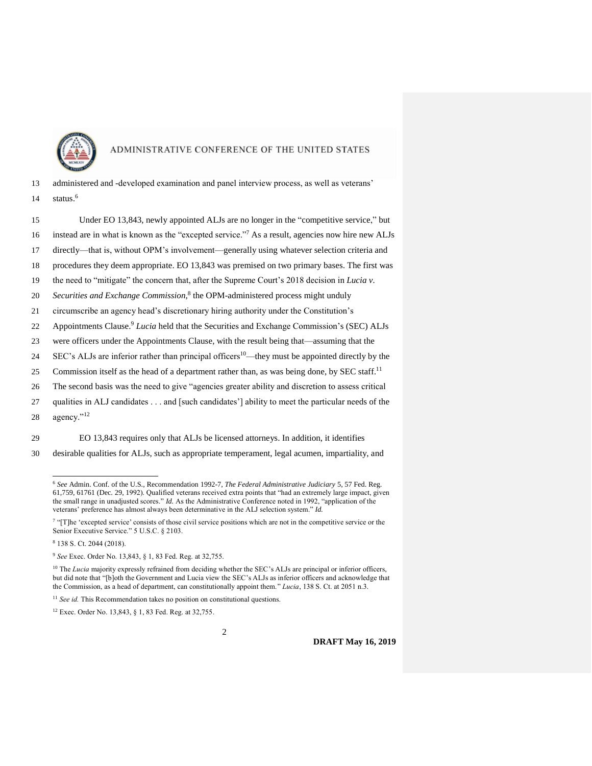administered and -developed examination and panel interview process, as well as veterans' status.[6]

Under EO 13,843, newly appointed ALJs are no longer in the "competitive service," but instead are in what is known as the "excepted service."[7] As a result, agencies now hire new ALJs directly—that is, without OPM's involvement—generally using whatever selection criteria and procedures they deem appropriate. EO 13,843 was premised on two primary bases. The first was the need to "mitigate" the concern that, after the Supreme Court's 2018 decision in *Lucia v. Securities and Exchange Commission*,[8] the OPM-administered process might unduly circumscribe an agency head's discretionary hiring authority under the Constitution's Appointments Clause.[9] *Lucia* held that the Securities and Exchange Commission's (SEC) ALJs were officers under the Appointments Clause, with the result being that—assuming that the SEC's ALJs are inferior rather than principal officers[10]—they must be appointed directly by the Commission itself as the head of a department rather than, as was being done, by SEC staff.[11] The second basis was the need to give "agencies greater ability and discretion to assess critical qualities in ALJ candidates . . . and [such candidates'] ability to meet the particular needs of the agency."[12]

EO 13,843 requires only that ALJs be licensed attorneys. In addition, it identifies desirable qualities for ALJs, such as appropriate temperament, legal acumen, impartiality, and

---

[6] *See* Admin. Conf. of the U.S., Recommendation 1992-7, *The Federal Administrative Judiciary* 5, 57 Fed. Reg. 61,759, 61761 (Dec. 29, 1992). Qualified veterans received extra points that "had an extremely large impact, given the small range in unadjusted scores." *Id.* As the Administrative Conference noted in 1992, "application of the veterans' preference has almost always been determinative in the ALJ selection system." *Id.*

[7] "[T]he 'excepted service' consists of those civil service positions which are not in the competitive service or the Senior Executive Service." 5 U.S.C. § 2103.

[8] 138 S. Ct. 2044 (2018).

[9] *See* Exec. Order No. 13,843, § 1, 83 Fed. Reg. at 32,755.

[10] The *Lucia* majority expressly refrained from deciding whether the SEC's ALJs are principal or inferior officers, but did note that "[b]oth the Government and Lucia view the SEC's ALJs as inferior officers and acknowledge that the Commission, as a head of department, can constitutionally appoint them." *Lucia*, 138 S. Ct. at 2051 n.3.

[11] *See id.* This Recommendation takes no position on constitutional questions.

[12] Exec. Order No. 13,843, § 1, 83 Fed. Reg. at 32,755.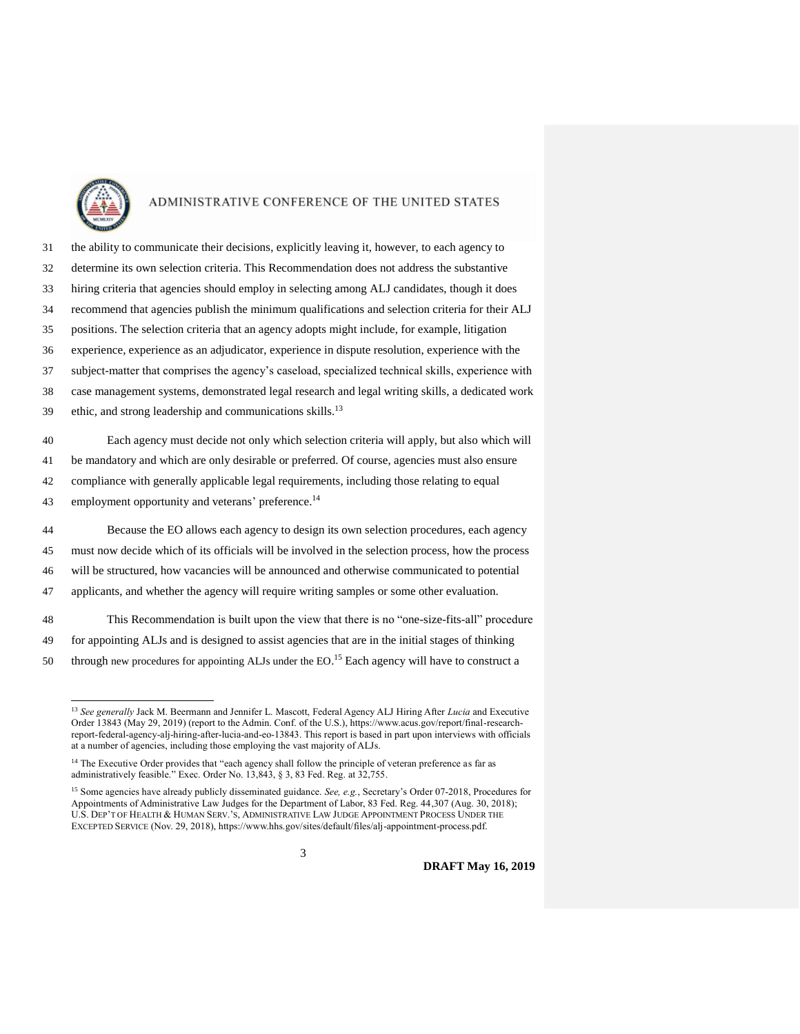the ability to communicate their decisions, explicitly leaving it, however, to each agency to determine its own selection criteria. This Recommendation does not address the substantive hiring criteria that agencies should employ in selecting among ALJ candidates, though it does recommend that agencies publish the minimum qualifications and selection criteria for their ALJ positions. The selection criteria that an agency adopts might include, for example, litigation experience, experience as an adjudicator, experience in dispute resolution, experience with the subject-matter that comprises the agency's caseload, specialized technical skills, experience with case management systems, demonstrated legal research and legal writing skills, a dedicated work ethic, and strong leadership and communications skills.[13]

Each agency must decide not only which selection criteria will apply, but also which will be mandatory and which are only desirable or preferred. Of course, agencies must also ensure compliance with generally applicable legal requirements, including those relating to equal employment opportunity and veterans' preference.[14]

Because the EO allows each agency to design its own selection procedures, each agency must now decide which of its officials will be involved in the selection process, how the process will be structured, how vacancies will be announced and otherwise communicated to potential applicants, and whether the agency will require writing samples or some other evaluation.

This Recommendation is built upon the view that there is no "one-size-fits-all" procedure for appointing ALJs and is designed to assist agencies that are in the initial stages of thinking through new procedures for appointing ALJs under the EO.[15] Each agency will have to construct a

---

[13] *See generally* Jack M. Beermann and Jennifer L. Mascott, Federal Agency ALJ Hiring After *Lucia* and Executive Order 13843 (May 29, 2019) (report to the Admin. Conf. of the U.S.), https://www.acus.gov/report/final-research-report-federal-agency-alj-hiring-after-lucia-and-eo-13843. This report is based in part upon interviews with officials at a number of agencies, including those employing the vast majority of ALJs.

[14] The Executive Order provides that "each agency shall follow the principle of veteran preference as far as administratively feasible." Exec. Order No. 13,843, § 3, 83 Fed. Reg. at 32,755.

[15] Some agencies have already publicly disseminated guidance. *See, e.g.*, Secretary's Order 07-2018, Procedures for Appointments of Administrative Law Judges for the Department of Labor, 83 Fed. Reg. 44,307 (Aug. 30, 2018); U.S. DEP'T OF HEALTH & HUMAN SERV.'S, ADMINISTRATIVE LAW JUDGE APPOINTMENT PROCESS UNDER THE EXCEPTED SERVICE (Nov. 29, 2018), https://www.hhs.gov/sites/default/files/alj-appointment-process.pdf.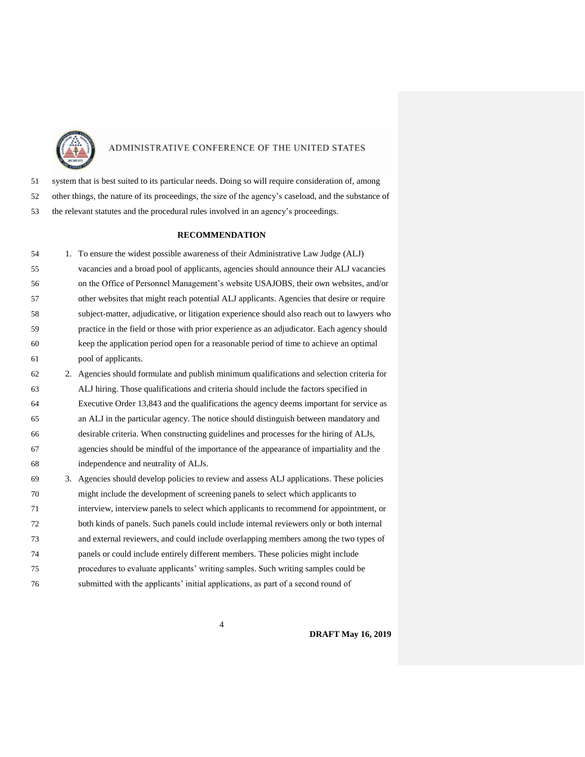system that is best suited to its particular needs. Doing so will require consideration of, among other things, the nature of its proceedings, the size of the agency's caseload, and the substance of the relevant statutes and the procedural rules involved in an agency's proceedings.

## RECOMMENDATION

1. To ensure the widest possible awareness of their Administrative Law Judge (ALJ) vacancies and a broad pool of applicants, agencies should announce their ALJ vacancies on the Office of Personnel Management's website USAJOBS, their own websites, and/or other websites that might reach potential ALJ applicants. Agencies that desire or require subject-matter, adjudicative, or litigation experience should also reach out to lawyers who practice in the field or those with prior experience as an adjudicator. Each agency should keep the application period open for a reasonable period of time to achieve an optimal pool of applicants.
2. Agencies should formulate and publish minimum qualifications and selection criteria for ALJ hiring. Those qualifications and criteria should include the factors specified in Executive Order 13,843 and the qualifications the agency deems important for service as an ALJ in the particular agency. The notice should distinguish between mandatory and desirable criteria. When constructing guidelines and processes for the hiring of ALJs, agencies should be mindful of the importance of the appearance of impartiality and the independence and neutrality of ALJs.
3. Agencies should develop policies to review and assess ALJ applications. These policies might include the development of screening panels to select which applicants to interview, interview panels to select which applicants to recommend for appointment, or both kinds of panels. Such panels could include internal reviewers only or both internal and external reviewers, and could include overlapping members among the two types of panels or could include entirely different members. These policies might include procedures to evaluate applicants' writing samples. Such writing samples could be submitted with the applicants' initial applications, as part of a second round of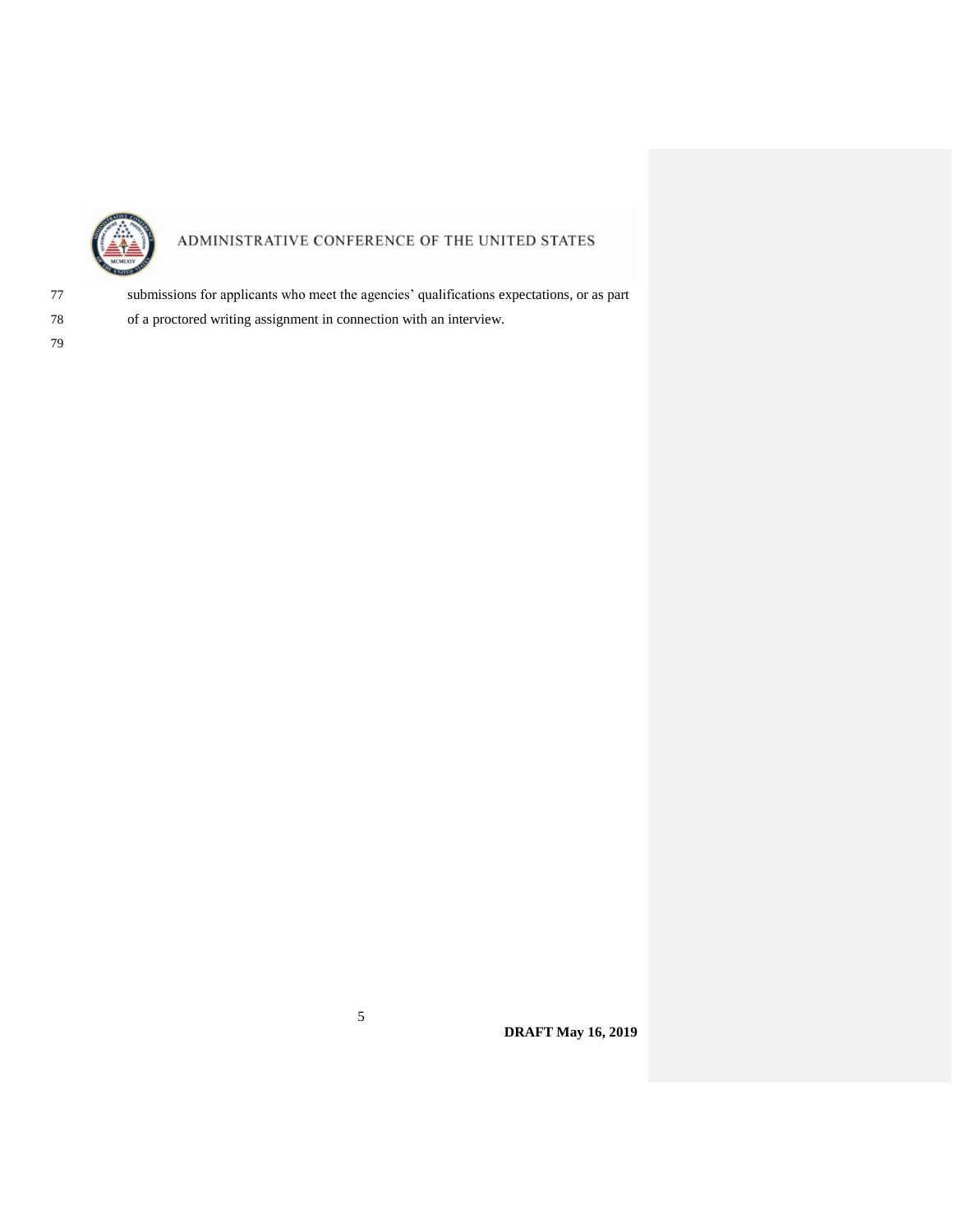submissions for applicants who meet the agencies' qualifications expectations, or as part of a proctored writing assignment in connection with an interview.